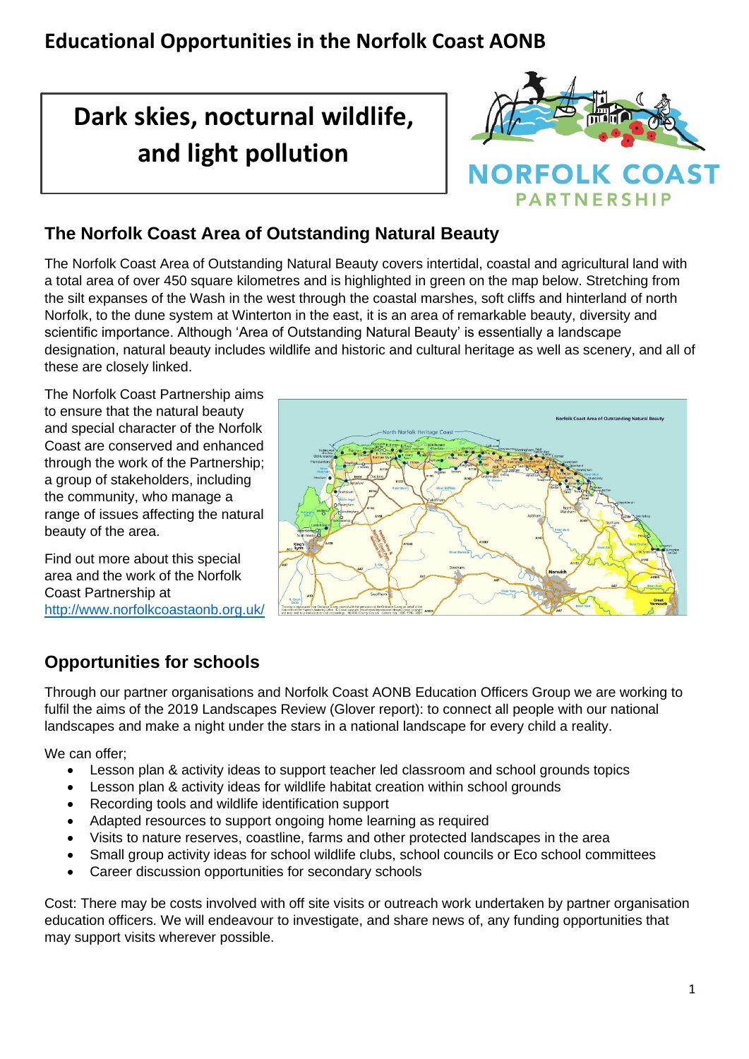# Educational Opportunities in the Norfolk Coast AONB

## Dark skies, nocturnal wildlife, and light pollution

NORFOLK COAST PARTNERSHIP

### The Norfolk Coast Area of Outstanding Natural Beauty

The Norfolk Coast Area of Outstanding Natural Beauty covers intertidal, coastal and agricultural land with a total area of over 450 square kilometres and is highlighted in green on the map below. Stretching from the silt expanses of the Wash in the west through the coastal marshes, soft cliffs and hinterland of north Norfolk, to the dune system at Winterton in the east, it is an area of remarkable beauty, diversity and scientific importance. Although 'Area of Outstanding Natural Beauty' is essentially a landscape designation, natural beauty includes wildlife and historic and cultural heritage as well as scenery, and all of these are closely linked.

The Norfolk Coast Partnership aims to ensure that the natural beauty and special character of the Norfolk Coast are conserved and enhanced through the work of the Partnership; a group of stakeholders, including the community, who manage a range of issues affecting the natural beauty of the area.

Find out more about this special area and the work of the Norfolk Coast Partnership at http://www.norfolkcoastaonb.org.uk/

### Opportunities for schools

Through our partner organisations and Norfolk Coast AONB Education Officers Group we are working to fulfil the aims of the 2019 Landscapes Review (Glover report): to connect all people with our national landscapes and make a night under the stars in a national landscape for every child a reality.

We can offer;

- Lesson plan & activity ideas to support teacher led classroom and school grounds topics
- Lesson plan & activity ideas for wildlife habitat creation within school grounds
- Recording tools and wildlife identification support
- Adapted resources to support ongoing home learning as required
- Visits to nature reserves, coastline, farms and other protected landscapes in the area
- Small group activity ideas for school wildlife clubs, school councils or Eco school committees
- Career discussion opportunities for secondary schools

Cost: There may be costs involved with off site visits or outreach work undertaken by partner organisation education officers. We will endeavour to investigate, and share news of, any funding opportunities that may support visits wherever possible.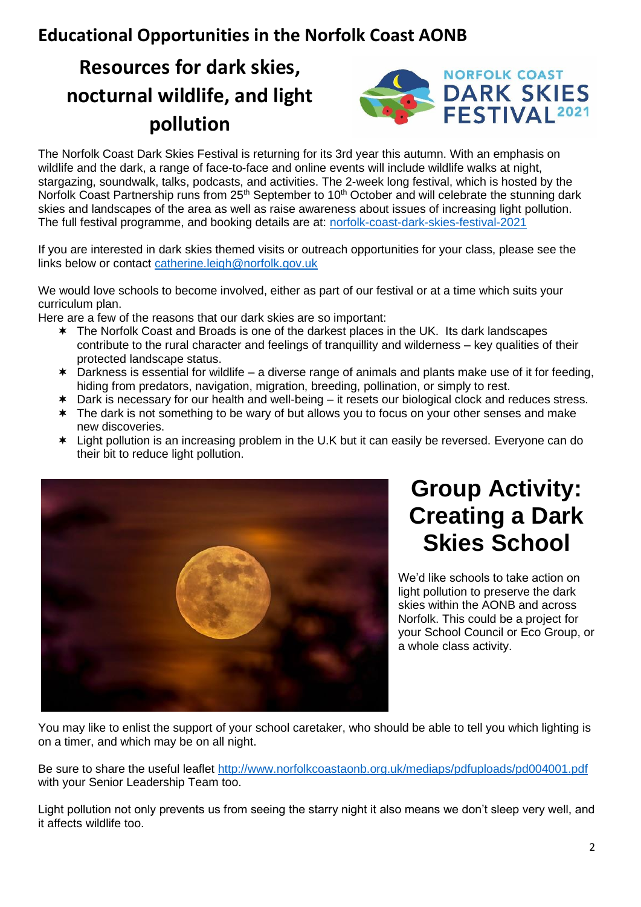## Educational Opportunities in the Norfolk Coast AONB

# Resources for dark skies, nocturnal wildlife, and light pollution

NORFOLK COAST DARK SKIES FESTIVAL 2021

The Norfolk Coast Dark Skies Festival is returning for its 3rd year this autumn. With an emphasis on wildlife and the dark, a range of face-to-face and online events will include wildlife walks at night, stargazing, soundwalk, talks, podcasts, and activities. The 2-week long festival, which is hosted by the Norfolk Coast Partnership runs from 25th September to 10th October and will celebrate the stunning dark skies and landscapes of the area as well as raise awareness about issues of increasing light pollution. The full festival programme, and booking details are at: norfolk-coast-dark-skies-festival-2021

If you are interested in dark skies themed visits or outreach opportunities for your class, please see the links below or contact catherine.leigh@norfolk.gov.uk

We would love schools to become involved, either as part of our festival or at a time which suits your curriculum plan.

Here are a few of the reasons that our dark skies are so important:

- The Norfolk Coast and Broads is one of the darkest places in the UK. Its dark landscapes contribute to the rural character and feelings of tranquillity and wilderness – key qualities of their protected landscape status.
- Darkness is essential for wildlife – a diverse range of animals and plants make use of it for feeding, hiding from predators, navigation, migration, breeding, pollination, or simply to rest.
- Dark is necessary for our health and well-being – it resets our biological clock and reduces stress.
- The dark is not something to be wary of but allows you to focus on your other senses and make new discoveries.
- Light pollution is an increasing problem in the U.K but it can easily be reversed. Everyone can do their bit to reduce light pollution.

# Group Activity: Creating a Dark Skies School

We'd like schools to take action on light pollution to preserve the dark skies within the AONB and across Norfolk. This could be a project for your School Council or Eco Group, or a whole class activity.

You may like to enlist the support of your school caretaker, who should be able to tell you which lighting is on a timer, and which may be on all night.

Be sure to share the useful leaflet http://www.norfolkcoastaonb.org.uk/mediaps/pdfuploads/pd004001.pdf with your Senior Leadership Team too.

Light pollution not only prevents us from seeing the starry night it also means we don't sleep very well, and it affects wildlife too.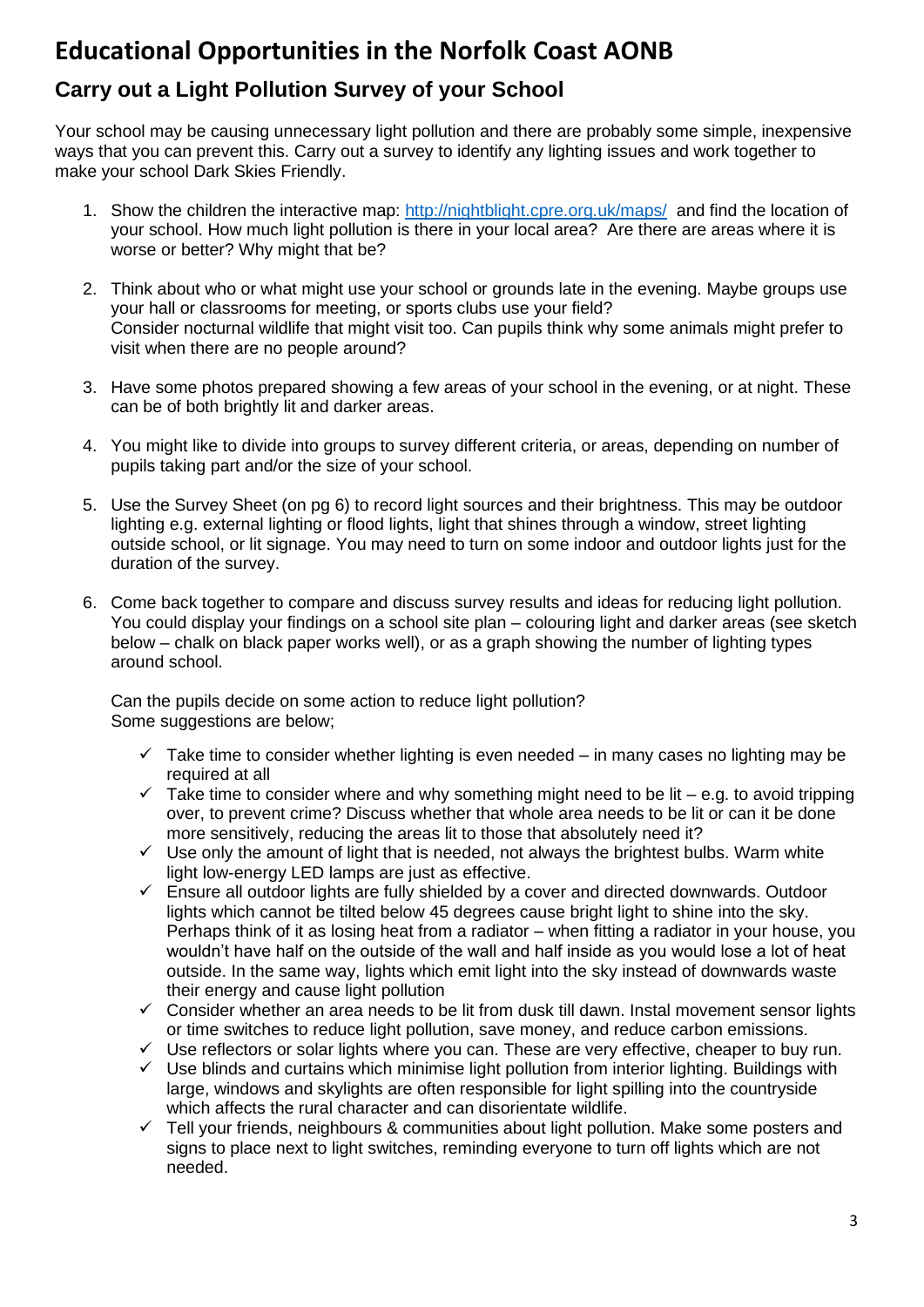# Educational Opportunities in the Norfolk Coast AONB

## Carry out a Light Pollution Survey of your School

Your school may be causing unnecessary light pollution and there are probably some simple, inexpensive ways that you can prevent this. Carry out a survey to identify any lighting issues and work together to make your school Dark Skies Friendly.

1. Show the children the interactive map: http://nightblight.cpre.org.uk/maps/ and find the location of your school. How much light pollution is there in your local area? Are there are areas where it is worse or better? Why might that be?

2. Think about who or what might use your school or grounds late in the evening. Maybe groups use your hall or classrooms for meeting, or sports clubs use your field?
   Consider nocturnal wildlife that might visit too. Can pupils think why some animals might prefer to visit when there are no people around?

3. Have some photos prepared showing a few areas of your school in the evening, or at night. These can be of both brightly lit and darker areas.

4. You might like to divide into groups to survey different criteria, or areas, depending on number of pupils taking part and/or the size of your school.

5. Use the Survey Sheet (on pg 6) to record light sources and their brightness. This may be outdoor lighting e.g. external lighting or flood lights, light that shines through a window, street lighting outside school, or lit signage. You may need to turn on some indoor and outdoor lights just for the duration of the survey.

6. Come back together to compare and discuss survey results and ideas for reducing light pollution. You could display your findings on a school site plan – colouring light and darker areas (see sketch below – chalk on black paper works well), or as a graph showing the number of lighting types around school.

   Can the pupils decide on some action to reduce light pollution?
   Some suggestions are below;

   - ✓ Take time to consider whether lighting is even needed – in many cases no lighting may be required at all
   - ✓ Take time to consider where and why something might need to be lit – e.g. to avoid tripping over, to prevent crime? Discuss whether that whole area needs to be lit or can it be done more sensitively, reducing the areas lit to those that absolutely need it?
   - ✓ Use only the amount of light that is needed, not always the brightest bulbs. Warm white light low-energy LED lamps are just as effective.
   - ✓ Ensure all outdoor lights are fully shielded by a cover and directed downwards. Outdoor lights which cannot be tilted below 45 degrees cause bright light to shine into the sky. Perhaps think of it as losing heat from a radiator – when fitting a radiator in your house, you wouldn't have half on the outside of the wall and half inside as you would lose a lot of heat outside. In the same way, lights which emit light into the sky instead of downwards waste their energy and cause light pollution
   - ✓ Consider whether an area needs to be lit from dusk till dawn. Instal movement sensor lights or time switches to reduce light pollution, save money, and reduce carbon emissions.
   - ✓ Use reflectors or solar lights where you can. These are very effective, cheaper to buy run.
   - ✓ Use blinds and curtains which minimise light pollution from interior lighting. Buildings with large, windows and skylights are often responsible for light spilling into the countryside which affects the rural character and can disorientate wildlife.
   - ✓ Tell your friends, neighbours & communities about light pollution. Make some posters and signs to place next to light switches, reminding everyone to turn off lights which are not needed.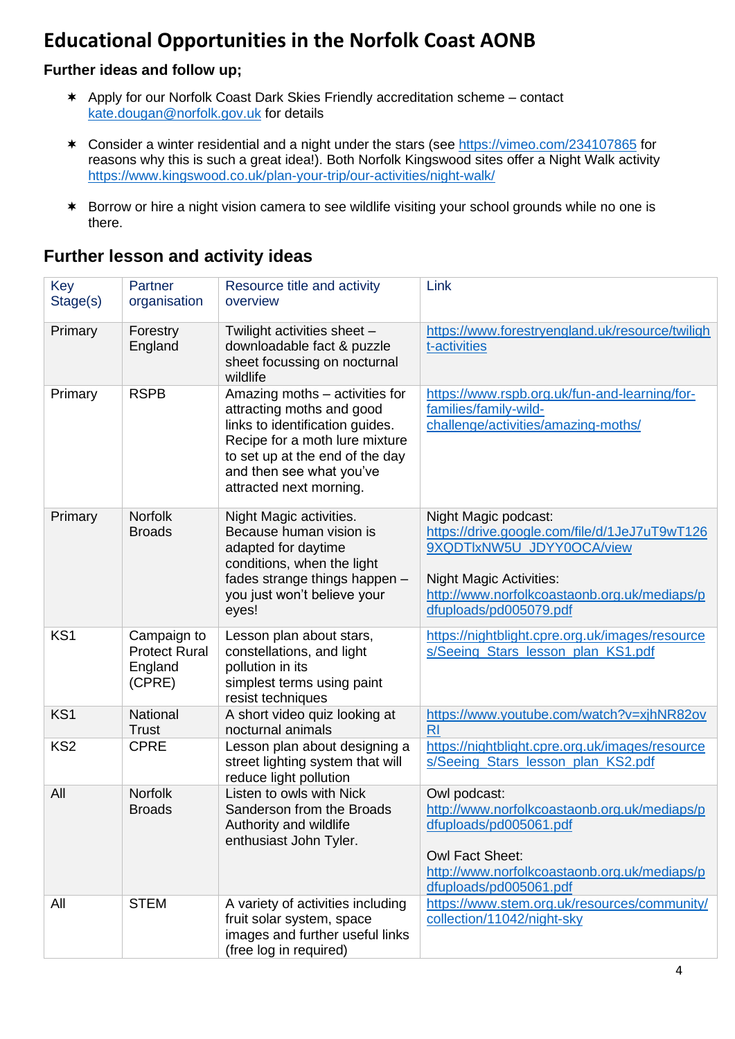# Educational Opportunities in the Norfolk Coast AONB

### Further ideas and follow up;

- Apply for our Norfolk Coast Dark Skies Friendly accreditation scheme – contact kate.dougan@norfolk.gov.uk for details
- Consider a winter residential and a night under the stars (see https://vimeo.com/234107865 for reasons why this is such a great idea!). Both Norfolk Kingswood sites offer a Night Walk activity https://www.kingswood.co.uk/plan-your-trip/our-activities/night-walk/
- Borrow or hire a night vision camera to see wildlife visiting your school grounds while no one is there.

## Further lesson and activity ideas

| Key Stage(s) | Partner organisation | Resource title and activity overview | Link |
|---|---|---|---|
| Primary | Forestry England | Twilight activities sheet – downloadable fact & puzzle sheet focussing on nocturnal wildlife | https://www.forestryengland.uk/resource/twilight-activities |
| Primary | RSPB | Amazing moths – activities for attracting moths and good links to identification guides. Recipe for a moth lure mixture to set up at the end of the day and then see what you've attracted next morning. | https://www.rspb.org.uk/fun-and-learning/for-families/family-wild-challenge/activities/amazing-moths/ |
| Primary | Norfolk Broads | Night Magic activities. Because human vision is adapted for daytime conditions, when the light fades strange things happen – you just won't believe your eyes! | Night Magic podcast: https://drive.google.com/file/d/1JeJ7uT9wT1269XQDTlxNW5U_JDYY0OCA/view<br><br>Night Magic Activities: http://www.norfolkcoastaonb.org.uk/mediaps/pdfuploads/pd005079.pdf |
| KS1 | Campaign to Protect Rural England (CPRE) | Lesson plan about stars, constellations, and light pollution in its simplest terms using paint resist techniques | https://nightblight.cpre.org.uk/images/resources/Seeing_Stars_lesson_plan_KS1.pdf |
| KS1 | National Trust | A short video quiz looking at nocturnal animals | https://www.youtube.com/watch?v=xjhNR82ovRI |
| KS2 | CPRE | Lesson plan about designing a street lighting system that will reduce light pollution | https://nightblight.cpre.org.uk/images/resources/Seeing_Stars_lesson_plan_KS2.pdf |
| All | Norfolk Broads | Listen to owls with Nick Sanderson from the Broads Authority and wildlife enthusiast John Tyler. | Owl podcast: http://www.norfolkcoastaonb.org.uk/mediaps/pdfuploads/pd005061.pdf<br><br>Owl Fact Sheet: http://www.norfolkcoastaonb.org.uk/mediaps/pdfuploads/pd005061.pdf |
| All | STEM | A variety of activities including fruit solar system, space images and further useful links (free log in required) | https://www.stem.org.uk/resources/community/collection/11042/night-sky |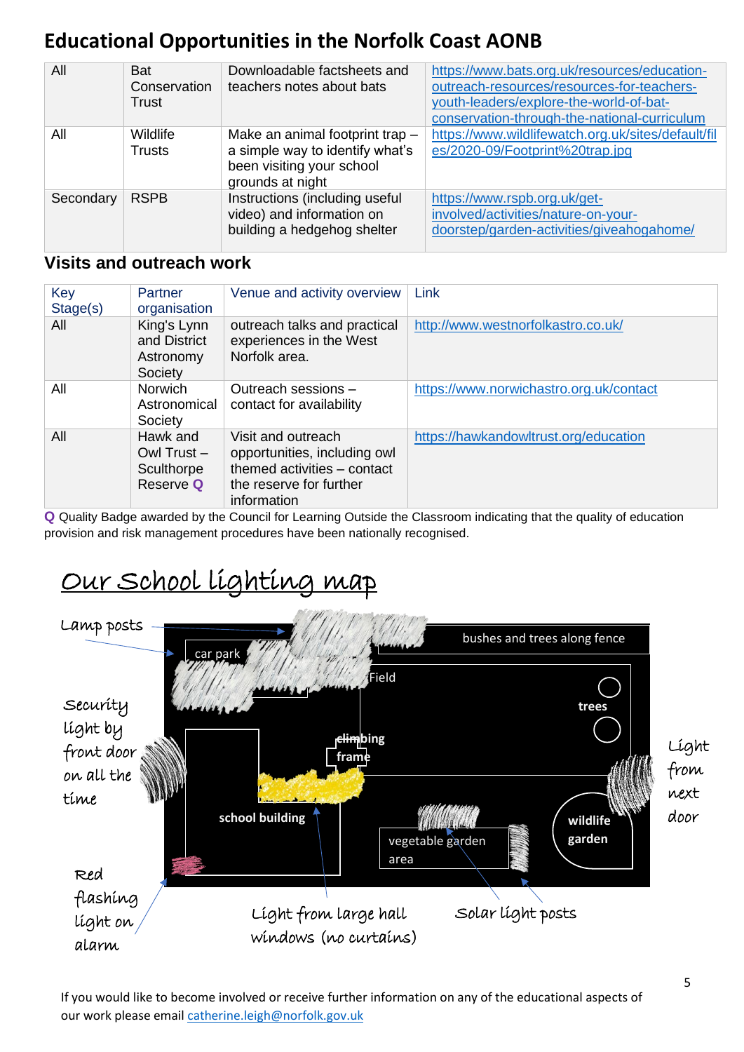## Educational Opportunities in the Norfolk Coast AONB

| | | | |
|---|---|---|---|
| All | Bat Conservation Trust | Downloadable factsheets and teachers notes about bats | https://www.bats.org.uk/resources/education-outreach-resources/resources-for-teachers-youth-leaders/explore-the-world-of-bat-conservation-through-the-national-curriculum |
| All | Wildlife Trusts | Make an animal footprint trap – a simple way to identify what's been visiting your school grounds at night | https://www.wildlifewatch.org.uk/sites/default/files/2020-09/Footprint%20trap.jpg |
| Secondary | RSPB | Instructions (including useful video) and information on building a hedgehog shelter | https://www.rspb.org.uk/get-involved/activities/nature-on-your-doorstep/garden-activities/giveahogahome/ |

### Visits and outreach work

| Key Stage(s) | Partner organisation | Venue and activity overview | Link |
|---|---|---|---|
| All | King's Lynn and District Astronomy Society | outreach talks and practical experiences in the West Norfolk area. | http://www.westnorfolkastro.co.uk/ |
| All | Norwich Astronomical Society | Outreach sessions – contact for availability | https://www.norwichastro.org.uk/contact |
| All | Hawk and Owl Trust – Sculthorpe Reserve **Q** | Visit and outreach opportunities, including owl themed activities – contact the reserve for further information | https://hawkandowltrust.org/education |

**Q** Quality Badge awarded by the Council for Learning Outside the Classroom indicating that the quality of education provision and risk management procedures have been nationally recognised.

## Our School lighting map

Lamp posts

car park

bushes and trees along fence

Field

trees

Security light by front door on all the time

climbing frame

Light from next door

school building

wildlife garden

vegetable garden area

Red flashing light on alarm

Light from large hall windows (no curtains)

Solar light posts

If you would like to become involved or receive further information on any of the educational aspects of our work please email catherine.leigh@norfolk.gov.uk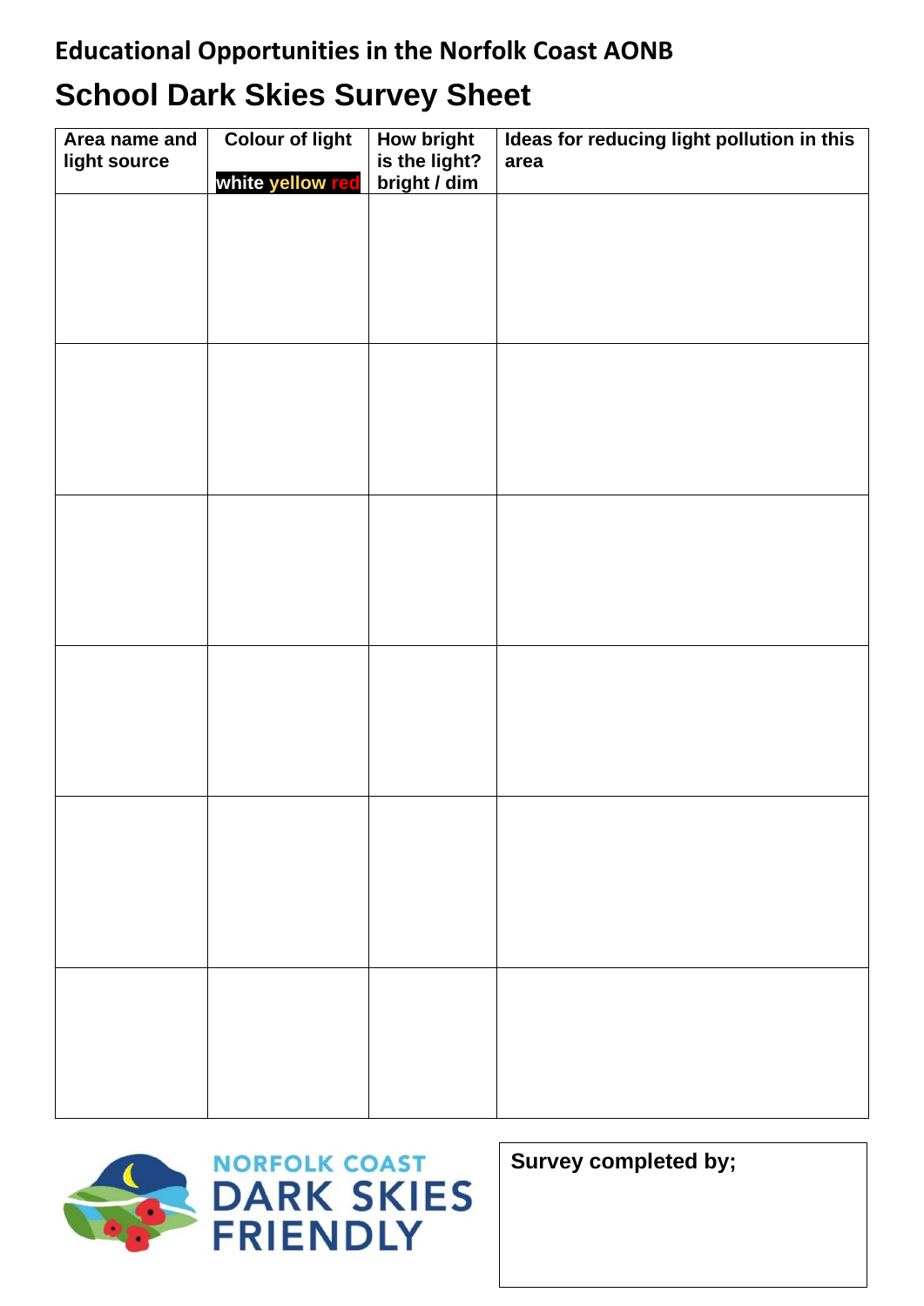**Educational Opportunities in the Norfolk Coast AONB**

# School Dark Skies Survey Sheet

| Area name and light source | Colour of light<br>white yellow red | How bright is the light?<br>bright / dim | Ideas for reducing light pollution in this area |
|---|---|---|---|
| | | | |
| | | | |
| | | | |
| | | | |
| | | | |
| | | | |

NORFOLK COAST
DARK SKIES
FRIENDLY

**Survey completed by;**